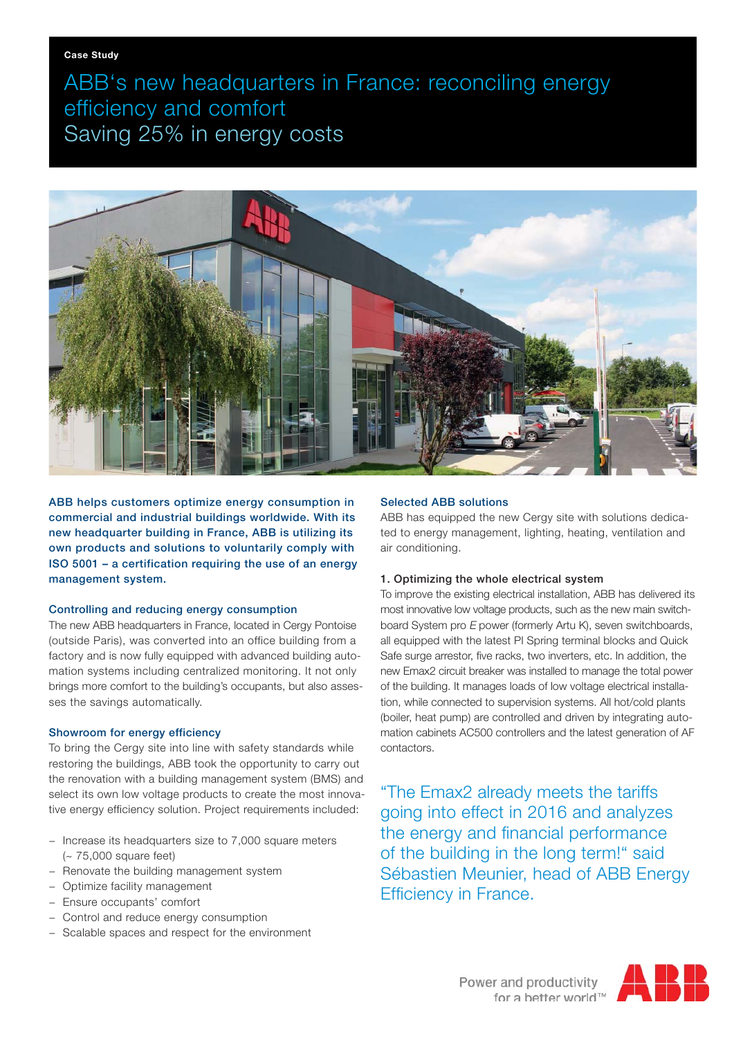Case Study

# ABB's new headquarters in France: reconciling energy efficiency and comfort
## Saving 25% in energy costs

**ABB helps customers optimize energy consumption in commercial and industrial buildings worldwide. With its new headquarter building in France, ABB is utilizing its own products and solutions to voluntarily comply with ISO 5001 – a certification requiring the use of an energy management system.**

### Controlling and reducing energy consumption

The new ABB headquarters in France, located in Cergy Pontoise (outside Paris), was converted into an office building from a factory and is now fully equipped with advanced building automation systems including centralized monitoring. It not only brings more comfort to the building's occupants, but also assesses the savings automatically.

### Showroom for energy efficiency

To bring the Cergy site into line with safety standards while restoring the buildings, ABB took the opportunity to carry out the renovation with a building management system (BMS) and select its own low voltage products to create the most innovative energy efficiency solution. Project requirements included:

- Increase its headquarters size to 7,000 square meters (~ 75,000 square feet)
- Renovate the building management system
- Optimize facility management
- Ensure occupants' comfort
- Control and reduce energy consumption
- Scalable spaces and respect for the environment

### Selected ABB solutions

ABB has equipped the new Cergy site with solutions dedicated to energy management, lighting, heating, ventilation and air conditioning.

#### 1. Optimizing the whole electrical system

To improve the existing electrical installation, ABB has delivered its most innovative low voltage products, such as the new main switchboard System pro *E* power (formerly Artu K), seven switchboards, all equipped with the latest PI Spring terminal blocks and Quick Safe surge arrestor, five racks, two inverters, etc. In addition, the new Emax2 circuit breaker was installed to manage the total power of the building. It manages loads of low voltage electrical installation, while connected to supervision systems. All hot/cold plants (boiler, heat pump) are controlled and driven by integrating automation cabinets AC500 controllers and the latest generation of AF contactors.

"The Emax2 already meets the tariffs going into effect in 2016 and analyzes the energy and financial performance of the building in the long term!" said Sébastien Meunier, head of ABB Energy Efficiency in France.

Power and productivity for a better world™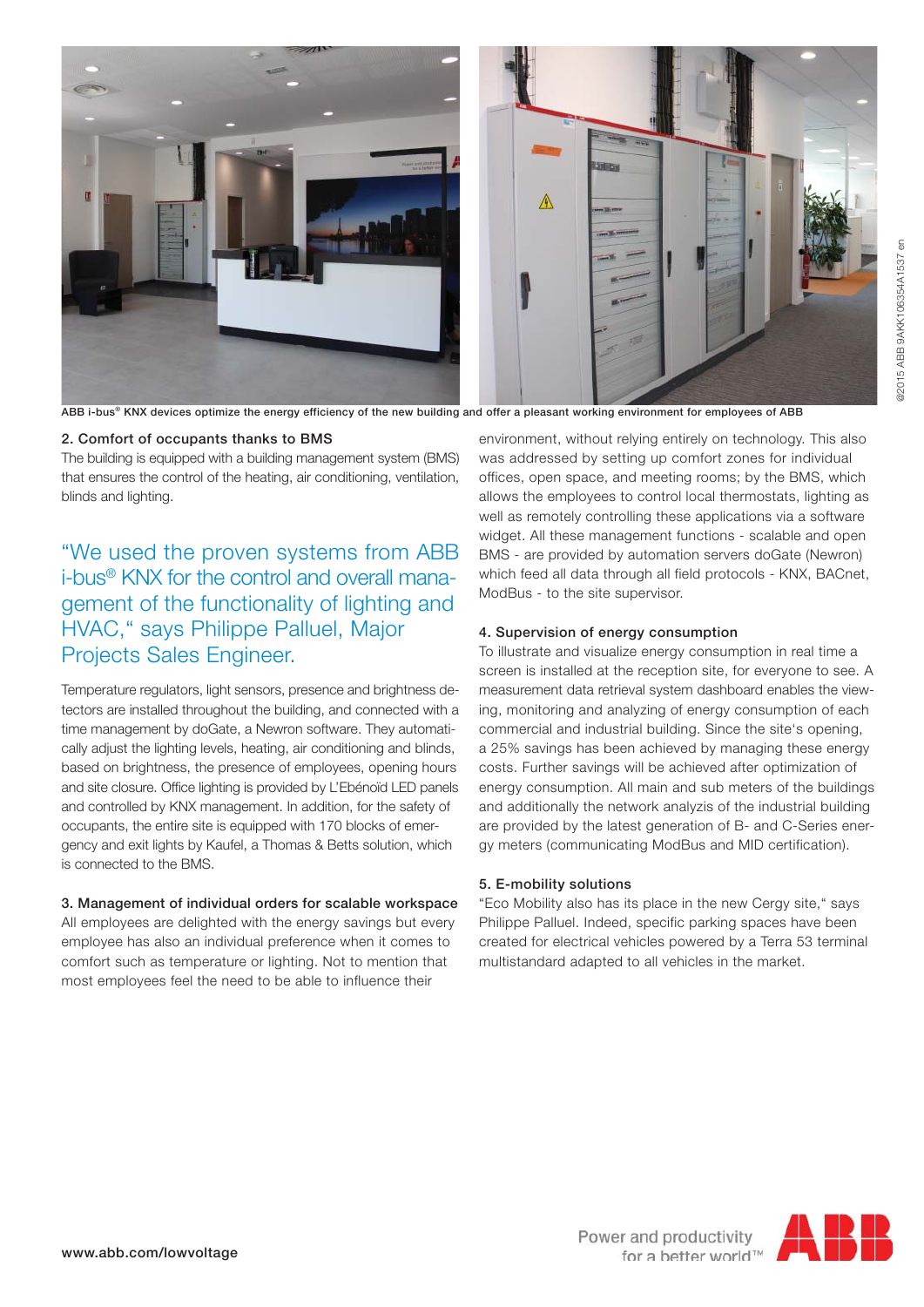ABB i-bus® KNX devices optimize the energy efficiency of the new building and offer a pleasant working environment for employees of ABB

### 2. Comfort of occupants thanks to BMS

The building is equipped with a building management system (BMS) that ensures the control of the heating, air conditioning, ventilation, blinds and lighting.

"We used the proven systems from ABB i-bus® KNX for the control and overall management of the functionality of lighting and HVAC," says Philippe Palluel, Major Projects Sales Engineer.

Temperature regulators, light sensors, presence and brightness detectors are installed throughout the building, and connected with a time management by doGate, a Newron software. They automatically adjust the lighting levels, heating, air conditioning and blinds, based on brightness, the presence of employees, opening hours and site closure. Office lighting is provided by L'Ebénoïd LED panels and controlled by KNX management. In addition, for the safety of occupants, the entire site is equipped with 170 blocks of emergency and exit lights by Kaufel, a Thomas & Betts solution, which is connected to the BMS.

### 3. Management of individual orders for scalable workspace

All employees are delighted with the energy savings but every employee has also an individual preference when it comes to comfort such as temperature or lighting. Not to mention that most employees feel the need to be able to influence their environment, without relying entirely on technology. This also was addressed by setting up comfort zones for individual offices, open space, and meeting rooms; by the BMS, which allows the employees to control local thermostats, lighting as well as remotely controlling these applications via a software widget. All these management functions - scalable and open BMS - are provided by automation servers doGate (Newron) which feed all data through all field protocols - KNX, BACnet, ModBus - to the site supervisor.

### 4. Supervision of energy consumption

To illustrate and visualize energy consumption in real time a screen is installed at the reception site, for everyone to see. A measurement data retrieval system dashboard enables the viewing, monitoring and analyzing of energy consumption of each commercial and industrial building. Since the site's opening, a 25% savings has been achieved by managing these energy costs. Further savings will be achieved after optimization of energy consumption. All main and sub meters of the buildings and additionally the network analyzis of the industrial building are provided by the latest generation of B- and C-Series energy meters (communicating ModBus and MID certification).

### 5. E-mobility solutions

"Eco Mobility also has its place in the new Cergy site," says Philippe Palluel. Indeed, specific parking spaces have been created for electrical vehicles powered by a Terra 53 terminal multistandard adapted to all vehicles in the market.

www.abb.com/lowvoltage

Power and productivity for a better world™